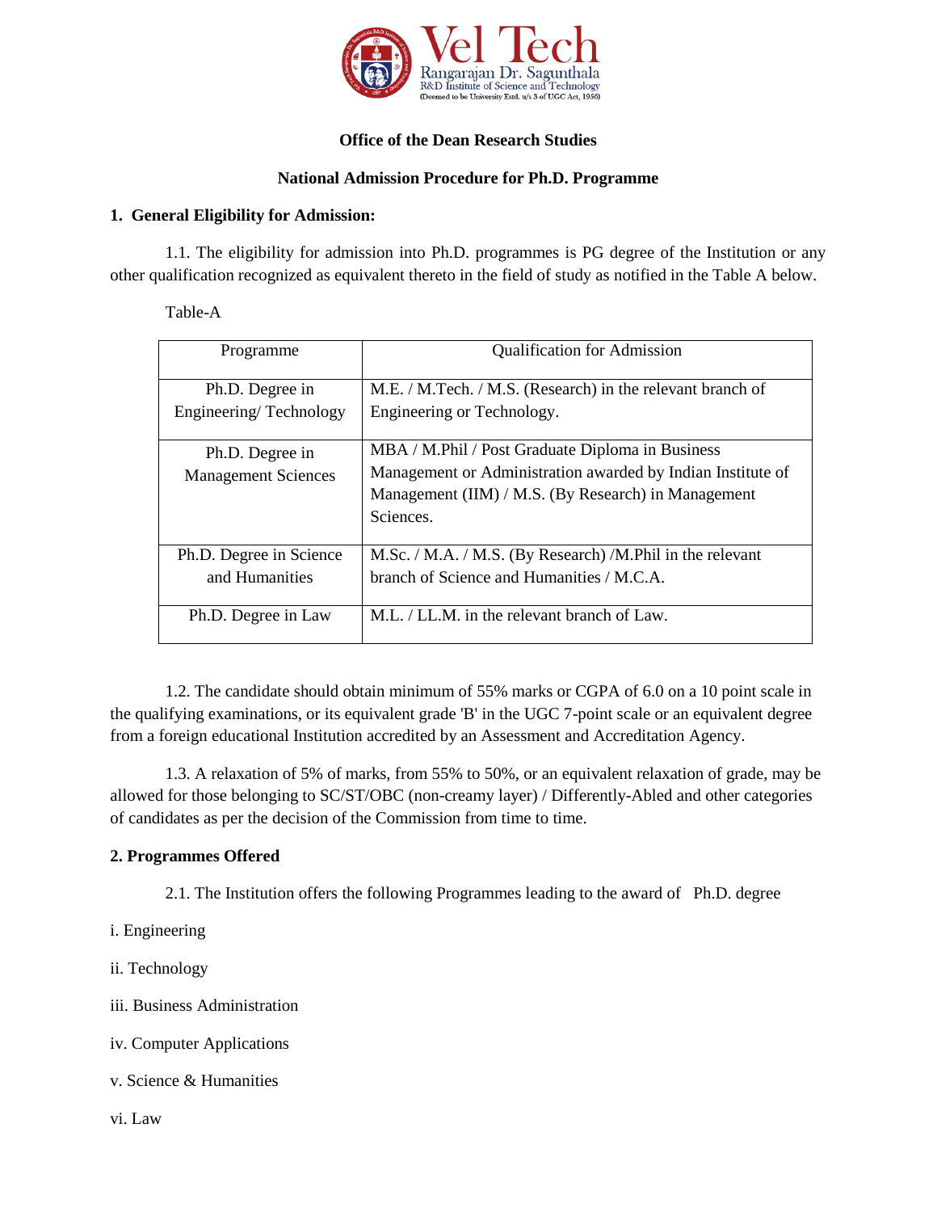**Office of the Dean Research Studies**

**National Admission Procedure for Ph.D. Programme**

## 1. General Eligibility for Admission:

1.1. The eligibility for admission into Ph.D. programmes is PG degree of the Institution or any other qualification recognized as equivalent thereto in the field of study as notified in the Table A below.

Table-A

| Programme | Qualification for Admission |
|---|---|
| Ph.D. Degree in Engineering/ Technology | M.E. / M.Tech. / M.S. (Research) in the relevant branch of Engineering or Technology. |
| Ph.D. Degree in Management Sciences | MBA / M.Phil / Post Graduate Diploma in Business Management or Administration awarded by Indian Institute of Management (IIM) / M.S. (By Research) in Management Sciences. |
| Ph.D. Degree in Science and Humanities | M.Sc. / M.A. / M.S. (By Research) /M.Phil in the relevant branch of Science and Humanities / M.C.A. |
| Ph.D. Degree in Law | M.L. / LL.M. in the relevant branch of Law. |

1.2. The candidate should obtain minimum of 55% marks or CGPA of 6.0 on a 10 point scale in the qualifying examinations, or its equivalent grade 'B' in the UGC 7-point scale or an equivalent degree from a foreign educational Institution accredited by an Assessment and Accreditation Agency.

1.3. A relaxation of 5% of marks, from 55% to 50%, or an equivalent relaxation of grade, may be allowed for those belonging to SC/ST/OBC (non-creamy layer) / Differently-Abled and other categories of candidates as per the decision of the Commission from time to time.

## 2. Programmes Offered

2.1. The Institution offers the following Programmes leading to the award of Ph.D. degree

i. Engineering

ii. Technology

iii. Business Administration

iv. Computer Applications

v. Science & Humanities

vi. Law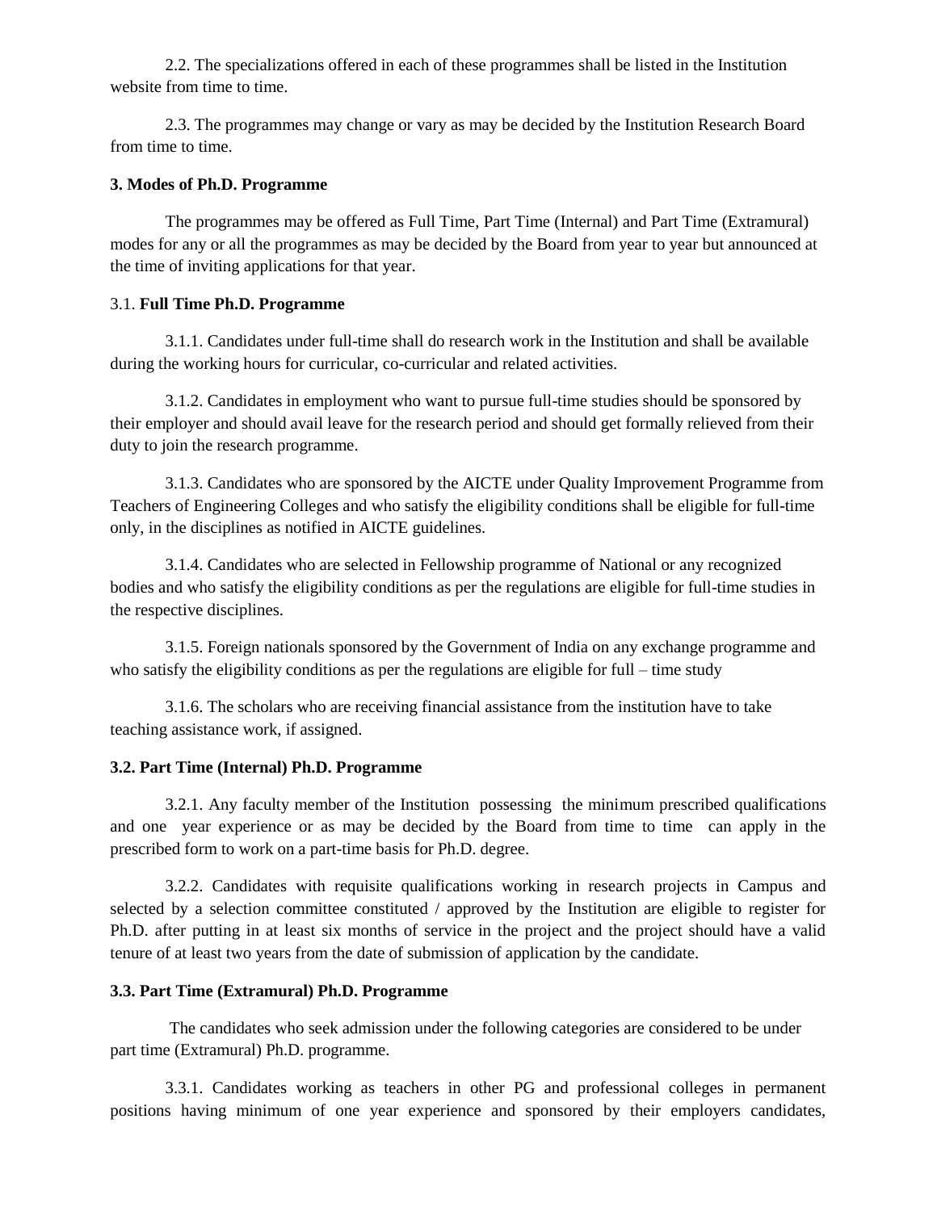2.2. The specializations offered in each of these programmes shall be listed in the Institution website from time to time.

2.3. The programmes may change or vary as may be decided by the Institution Research Board from time to time.

**3. Modes of Ph.D. Programme**

The programmes may be offered as Full Time, Part Time (Internal) and Part Time (Extramural) modes for any or all the programmes as may be decided by the Board from year to year but announced at the time of inviting applications for that year.

3.1. **Full Time Ph.D. Programme**

3.1.1. Candidates under full-time shall do research work in the Institution and shall be available during the working hours for curricular, co-curricular and related activities.

3.1.2. Candidates in employment who want to pursue full-time studies should be sponsored by their employer and should avail leave for the research period and should get formally relieved from their duty to join the research programme.

3.1.3. Candidates who are sponsored by the AICTE under Quality Improvement Programme from Teachers of Engineering Colleges and who satisfy the eligibility conditions shall be eligible for full-time only, in the disciplines as notified in AICTE guidelines.

3.1.4. Candidates who are selected in Fellowship programme of National or any recognized bodies and who satisfy the eligibility conditions as per the regulations are eligible for full-time studies in the respective disciplines.

3.1.5. Foreign nationals sponsored by the Government of India on any exchange programme and who satisfy the eligibility conditions as per the regulations are eligible for full – time study

3.1.6. The scholars who are receiving financial assistance from the institution have to take teaching assistance work, if assigned.

**3.2. Part Time (Internal) Ph.D. Programme**

3.2.1. Any faculty member of the Institution possessing the minimum prescribed qualifications and one year experience or as may be decided by the Board from time to time can apply in the prescribed form to work on a part-time basis for Ph.D. degree.

3.2.2. Candidates with requisite qualifications working in research projects in Campus and selected by a selection committee constituted / approved by the Institution are eligible to register for Ph.D. after putting in at least six months of service in the project and the project should have a valid tenure of at least two years from the date of submission of application by the candidate.

**3.3. Part Time (Extramural) Ph.D. Programme**

The candidates who seek admission under the following categories are considered to be under part time (Extramural) Ph.D. programme.

3.3.1. Candidates working as teachers in other PG and professional colleges in permanent positions having minimum of one year experience and sponsored by their employers candidates,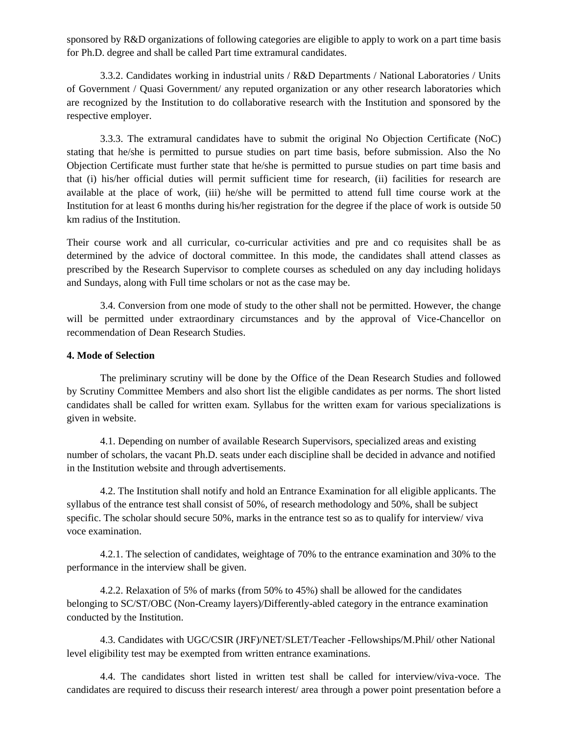sponsored by R&D organizations of following categories are eligible to apply to work on a part time basis for Ph.D. degree and shall be called Part time extramural candidates.

3.3.2. Candidates working in industrial units / R&D Departments / National Laboratories / Units of Government / Quasi Government/ any reputed organization or any other research laboratories which are recognized by the Institution to do collaborative research with the Institution and sponsored by the respective employer.

3.3.3. The extramural candidates have to submit the original No Objection Certificate (NoC) stating that he/she is permitted to pursue studies on part time basis, before submission. Also the No Objection Certificate must further state that he/she is permitted to pursue studies on part time basis and that (i) his/her official duties will permit sufficient time for research, (ii) facilities for research are available at the place of work, (iii) he/she will be permitted to attend full time course work at the Institution for at least 6 months during his/her registration for the degree if the place of work is outside 50 km radius of the Institution.

Their course work and all curricular, co-curricular activities and pre and co requisites shall be as determined by the advice of doctoral committee. In this mode, the candidates shall attend classes as prescribed by the Research Supervisor to complete courses as scheduled on any day including holidays and Sundays, along with Full time scholars or not as the case may be.

3.4. Conversion from one mode of study to the other shall not be permitted. However, the change will be permitted under extraordinary circumstances and by the approval of Vice-Chancellor on recommendation of Dean Research Studies.

**4. Mode of Selection**

The preliminary scrutiny will be done by the Office of the Dean Research Studies and followed by Scrutiny Committee Members and also short list the eligible candidates as per norms. The short listed candidates shall be called for written exam. Syllabus for the written exam for various specializations is given in website.

4.1. Depending on number of available Research Supervisors, specialized areas and existing number of scholars, the vacant Ph.D. seats under each discipline shall be decided in advance and notified in the Institution website and through advertisements.

4.2. The Institution shall notify and hold an Entrance Examination for all eligible applicants. The syllabus of the entrance test shall consist of 50%, of research methodology and 50%, shall be subject specific. The scholar should secure 50%, marks in the entrance test so as to qualify for interview/ viva voce examination.

4.2.1. The selection of candidates, weightage of 70% to the entrance examination and 30% to the performance in the interview shall be given.

4.2.2. Relaxation of 5% of marks (from 50% to 45%) shall be allowed for the candidates belonging to SC/ST/OBC (Non-Creamy layers)/Differently-abled category in the entrance examination conducted by the Institution.

4.3. Candidates with UGC/CSIR (JRF)/NET/SLET/Teacher -Fellowships/M.Phil/ other National level eligibility test may be exempted from written entrance examinations.

4.4. The candidates short listed in written test shall be called for interview/viva-voce. The candidates are required to discuss their research interest/ area through a power point presentation before a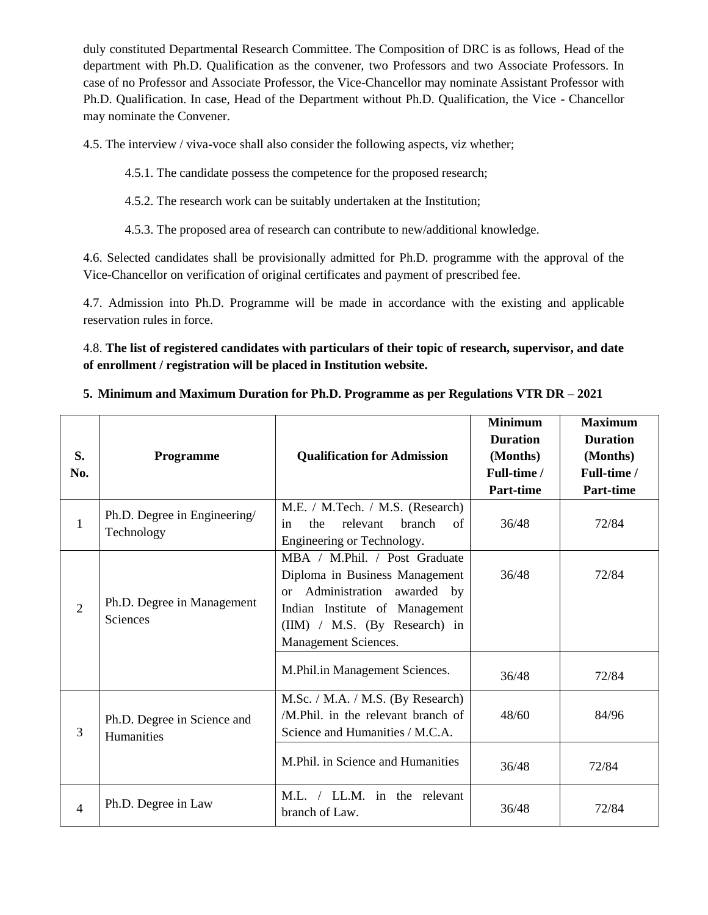duly constituted Departmental Research Committee. The Composition of DRC is as follows, Head of the department with Ph.D. Qualification as the convener, two Professors and two Associate Professors. In case of no Professor and Associate Professor, the Vice-Chancellor may nominate Assistant Professor with Ph.D. Qualification. In case, Head of the Department without Ph.D. Qualification, the Vice - Chancellor may nominate the Convener.

4.5. The interview / viva-voce shall also consider the following aspects, viz whether;

> 4.5.1. The candidate possess the competence for the proposed research;
>
> 4.5.2. The research work can be suitably undertaken at the Institution;
>
> 4.5.3. The proposed area of research can contribute to new/additional knowledge.

4.6. Selected candidates shall be provisionally admitted for Ph.D. programme with the approval of the Vice-Chancellor on verification of original certificates and payment of prescribed fee.

4.7. Admission into Ph.D. Programme will be made in accordance with the existing and applicable reservation rules in force.

4.8. **The list of registered candidates with particulars of their topic of research, supervisor, and date of enrollment / registration will be placed in Institution website.**

## 5. Minimum and Maximum Duration for Ph.D. Programme as per Regulations VTR DR – 2021

| S. No. | Programme | Qualification for Admission | Minimum Duration (Months) Full-time / Part-time | Maximum Duration (Months) Full-time / Part-time |
|---|---|---|---|---|
| 1 | Ph.D. Degree in Engineering/ Technology | M.E. / M.Tech. / M.S. (Research) in the relevant branch of Engineering or Technology. | 36/48 | 72/84 |
| 2 | Ph.D. Degree in Management Sciences | MBA / M.Phil. / Post Graduate Diploma in Business Management or Administration awarded by Indian Institute of Management (IIM) / M.S. (By Research) in Management Sciences. | 36/48 | 72/84 |
| | | M.Phil.in Management Sciences. | 36/48 | 72/84 |
| 3 | Ph.D. Degree in Science and Humanities | M.Sc. / M.A. / M.S. (By Research) /M.Phil. in the relevant branch of Science and Humanities / M.C.A. | 48/60 | 84/96 |
| | | M.Phil. in Science and Humanities | 36/48 | 72/84 |
| 4 | Ph.D. Degree in Law | M.L. / LL.M. in the relevant branch of Law. | 36/48 | 72/84 |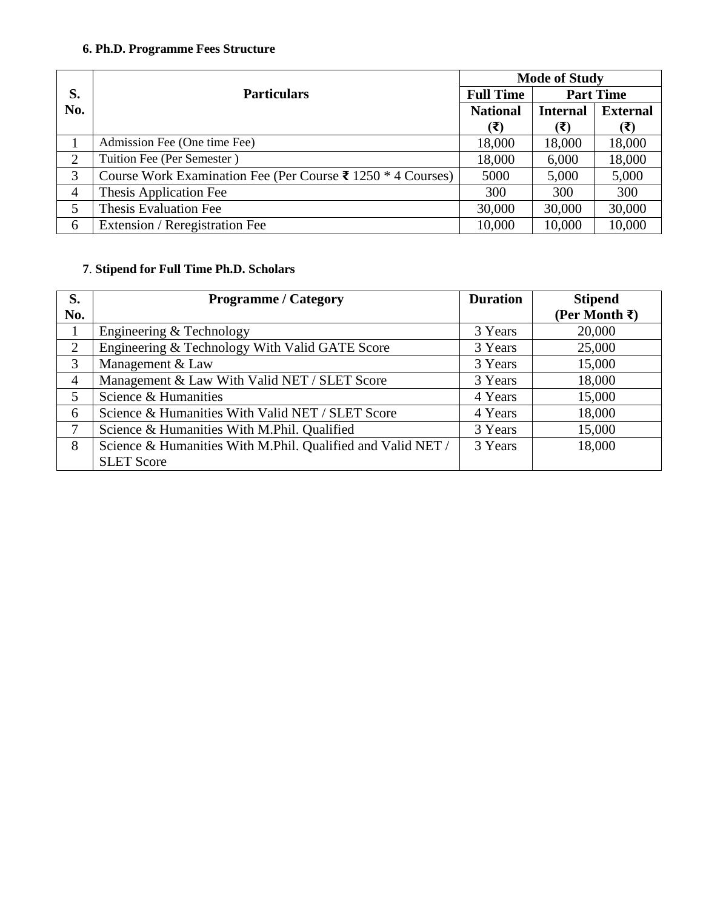**6. Ph.D. Programme Fees Structure**

| S. No. | Particulars | Mode of Study | | |
|---|---|---|---|---|
| | | Full Time | Part Time | |
| | | National (₹) | Internal (₹) | External (₹) |
| 1 | Admission Fee (One time Fee) | 18,000 | 18,000 | 18,000 |
| 2 | Tuition Fee (Per Semester ) | 18,000 | 6,000 | 18,000 |
| 3 | Course Work Examination Fee (Per Course ₹ 1250 * 4 Courses) | 5000 | 5,000 | 5,000 |
| 4 | Thesis Application Fee | 300 | 300 | 300 |
| 5 | Thesis Evaluation Fee | 30,000 | 30,000 | 30,000 |
| 6 | Extension / Reregistration Fee | 10,000 | 10,000 | 10,000 |

**7. Stipend for Full Time Ph.D. Scholars**

| S. No. | Programme / Category | Duration | Stipend (Per Month ₹) |
|---|---|---|---|
| 1 | Engineering & Technology | 3 Years | 20,000 |
| 2 | Engineering & Technology With Valid GATE Score | 3 Years | 25,000 |
| 3 | Management & Law | 3 Years | 15,000 |
| 4 | Management & Law With Valid NET / SLET Score | 3 Years | 18,000 |
| 5 | Science & Humanities | 4 Years | 15,000 |
| 6 | Science & Humanities With Valid NET / SLET Score | 4 Years | 18,000 |
| 7 | Science & Humanities With M.Phil. Qualified | 3 Years | 15,000 |
| 8 | Science & Humanities With M.Phil. Qualified and Valid NET / SLET Score | 3 Years | 18,000 |